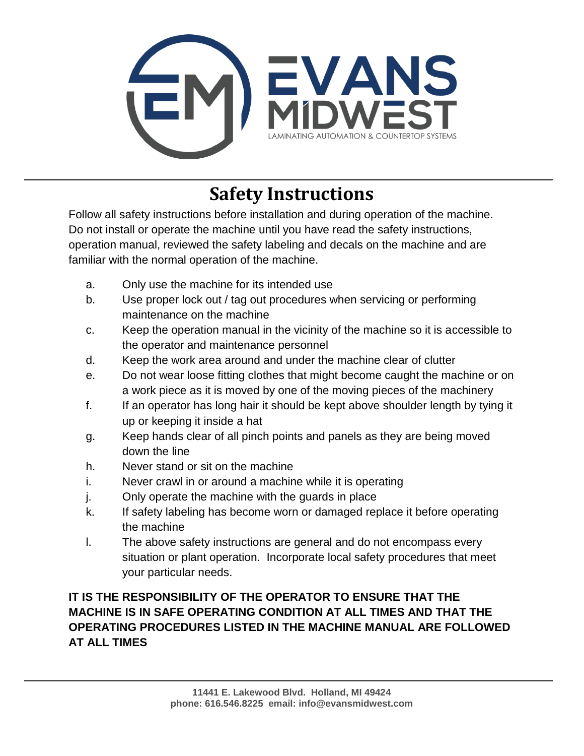# Safety Instructions

Follow all safety instructions before installation and during operation of the machine. Do not install or operate the machine until you have read the safety instructions, operation manual, reviewed the safety labeling and decals on the machine and are familiar with the normal operation of the machine.

a. Only use the machine for its intended use

b. Use proper lock out / tag out procedures when servicing or performing maintenance on the machine

c. Keep the operation manual in the vicinity of the machine so it is accessible to the operator and maintenance personnel

d. Keep the work area around and under the machine clear of clutter

e. Do not wear loose fitting clothes that might become caught the machine or on a work piece as it is moved by one of the moving pieces of the machinery

f. If an operator has long hair it should be kept above shoulder length by tying it up or keeping it inside a hat

g. Keep hands clear of all pinch points and panels as they are being moved down the line

h. Never stand or sit on the machine

i. Never crawl in or around a machine while it is operating

j. Only operate the machine with the guards in place

k. If safety labeling has become worn or damaged replace it before operating the machine

l. The above safety instructions are general and do not encompass every situation or plant operation. Incorporate local safety procedures that meet your particular needs.

**IT IS THE RESPONSIBILITY OF THE OPERATOR TO ENSURE THAT THE MACHINE IS IN SAFE OPERATING CONDITION AT ALL TIMES AND THAT THE OPERATING PROCEDURES LISTED IN THE MACHINE MANUAL ARE FOLLOWED AT ALL TIMES**

**11441 E. Lakewood Blvd. Holland, MI 49424**
**phone: 616.546.8225 email: info@evansmidwest.com**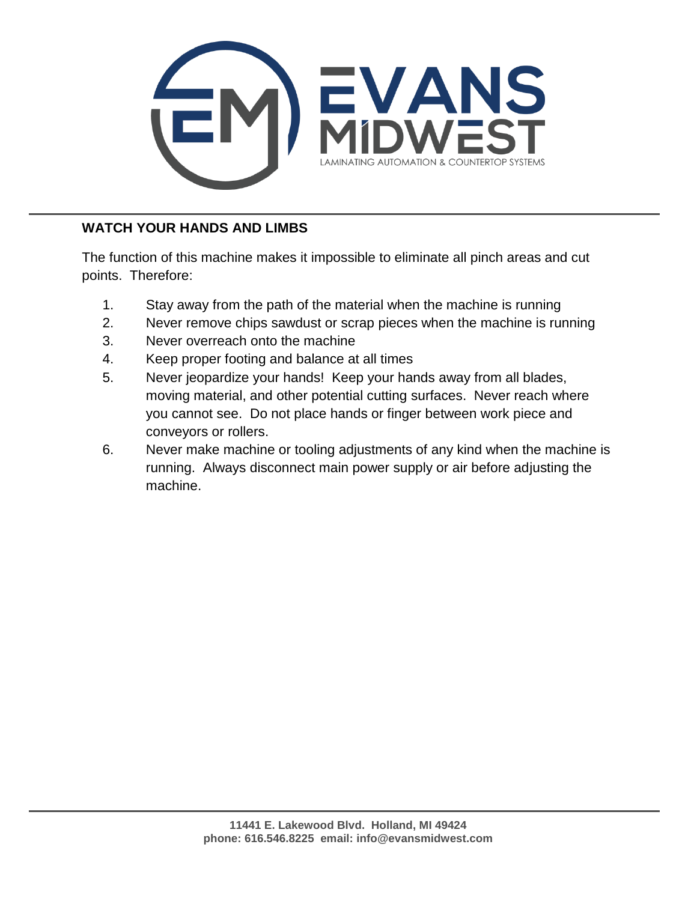## WATCH YOUR HANDS AND LIMBS

The function of this machine makes it impossible to eliminate all pinch areas and cut points. Therefore:

1. Stay away from the path of the material when the machine is running
2. Never remove chips sawdust or scrap pieces when the machine is running
3. Never overreach onto the machine
4. Keep proper footing and balance at all times
5. Never jeopardize your hands! Keep your hands away from all blades, moving material, and other potential cutting surfaces. Never reach where you cannot see. Do not place hands or finger between work piece and conveyors or rollers.
6. Never make machine or tooling adjustments of any kind when the machine is running. Always disconnect main power supply or air before adjusting the machine.